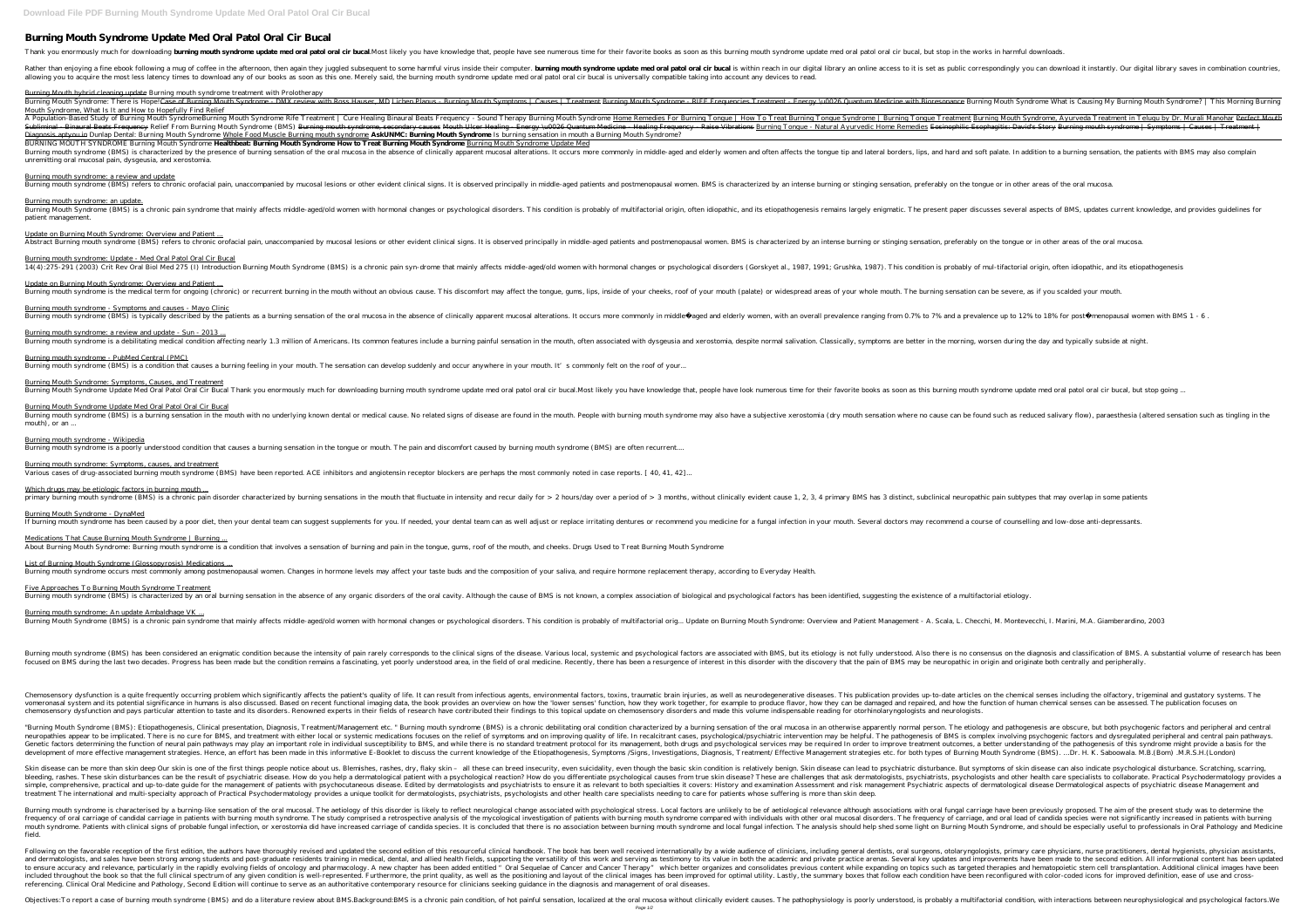# Burning Mouth Syndrome Update Med Oral Patol Oral Cir Bucal

Thank you enormously much for downloading **burning mouth syndrome update med oral patol oral cir bucal**.Most likely you have knowledge that, people have see numerous time for their favorite books as soon as this burning mouth syndrome update med oral patol oral cir bucal, but stop in the works in harmful downloads.

Rather than enjoying a fine ebook following a mug of coffee in the afternoon, then again they juggled subsequent to some harmful virus inside their computer. **burning mouth syndrome update med oral patol oral cir bucal** is within reach in our digital library an online access to it is set as public correspondingly you can download it instantly. Our digital library saves in combination countries, allowing you to acquire the most less latency times to download any of our books as soon as this one. Merely said, the burning mouth syndrome update med oral patol oral cir bucal is universally compatible taking into account any devices to read.

Burning Mouth hybrid cleaning update Burning mouth syndrome treatment with Prolotherapy

Burning Mouth Syndrome: There is Hope! Case of Burning Mouth Syndrome - DMX review with Ross Hauser, MD Lichen Planus - Burning Mouth Symptoms | Causes | Treatment Burning Mouth Syndrome - RIFE Frequencies Treatment - Energy \u0026 Quantum Medicine with Bioresonance Burning Mouth Syndrome What is Causing My Burning Mouth Syndrome? | This Morning Burning Mouth Syndrome, What Is It and How to Hopefully Find Relief

A Population-Based Study of Burning Mouth SyndromeBurning Mouth Syndrome Rife Treatment | Cure Healing Binaural Beats Frequency - Sound Therapy Burning Mouth Syndrome Home Remedies For Burning Tongue | How To Treat Burning Tongue Syndrome | Burning Tongue Treatment Burning Mouth Syndrome, Ayurveda Treatment in Telugu by Dr. Murali Manohar Perfect Mouth Subliminal - Binaural Beats Frequency Relief From Burning Mouth Syndrome (BMS) Burning mouth syndrome, secondary causes Mouth Ulcer Healing - Energy \u0026 Quantum Medicine - Healing Frequency - Raise Vibrations Burning Tongue - Natural Ayurvedic Home Remedies Eosinophilic Esophagitis: David's Story Burning mouth syndrome | Symptoms | Causes | Treatment | Diagnosis, aptyou.in Dunlap Dental: Burning Mouth Syndrome Whole Food Muscle Burning mouth syndrome **AskUNMC: Burning Mouth Syndrome** Is burning sensation in mouth a Burning Mouth Syndrome?

BURNING MOUTH SYNDROME Burning Mouth Syndrome **Healthbeat: Burning Mouth Syndrome How to Treat Burning Mouth Syndrome** Burning Mouth Syndrome Update Med

Burning mouth syndrome (BMS) is characterized by the presence of burning sensation of the oral mucosa in the absence of clinically apparent mucosal alterations. It occurs more commonly in middle-aged and elderly women and often affects the tongue tip and lateral borders, lips, and hard and soft palate. In addition to a burning sensation, the patients with BMS may also complain unremitting oral mucosal pain, dysgeusia, and xerostomia.

Burning mouth syndrome: a review and update

Burning mouth syndrome (BMS) refers to chronic orofacial pain, unaccompanied by mucosal lesions or other evident clinical signs. It is observed principally in middle-aged patients and postmenopausal women. BMS is characterized by an intense burning or stinging sensation, preferably on the tongue or in other areas of the oral mucosa.

Burning mouth syndrome: an update.

Burning Mouth Syndrome (BMS) is a chronic pain syndrome that mainly affects middle-aged/old women with hormonal changes or psychological disorders. This condition is probably of multifactorial origin, often idiopathic, and its etiopathogenesis remains largely enigmatic. The present paper discusses several aspects of BMS, updates current knowledge, and provides guidelines for patient management.

Update on Burning Mouth Syndrome: Overview and Patient ...

Abstract Burning mouth syndrome (BMS) refers to chronic orofacial pain, unaccompanied by mucosal lesions or other evident clinical signs. It is observed principally in middle-aged patients and postmenopausal women. BMS is characterized by an intense burning or stinging sensation, preferably on the tongue or in other areas of the oral mucosa.

Burning mouth syndrome: Update - Med Oral Patol Oral Cir Bucal

14(4):275-291 (2003) Crit Rev Oral Biol Med 275 (I) Introduction Burning Mouth Syndrome (BMS) is a chronic pain syn-drome that mainly affects middle-aged/old women with hormonal changes or psychological disorders (Gorskyet al., 1987, 1991; Grushka, 1987). This condition is probably of mul-tifactorial origin, often idiopathic, and its etiopathogenesis

Update on Burning Mouth Syndrome: Overview and Patient ...

Burning mouth syndrome is the medical term for ongoing (chronic) or recurrent burning in the mouth without an obvious cause. This discomfort may affect the tongue, gums, lips, inside of your cheeks, roof of your mouth (palate) or widespread areas of your whole mouth. The burning sensation can be severe, as if you scalded your mouth.

Burning mouth syndrome - Symptoms and causes - Mayo Clinic

Burning mouth syndrome (BMS) is typically described by the patients as a burning sensation of the oral mucosa in the absence of clinically apparent mucosal alterations. It occurs more commonly in middle aged and elderly women, with an overall prevalence ranging from 0.7% to 7% and a prevalence up to 12% to 18% for post menopausal women with BMS 1 - 6 .

Burning mouth syndrome: a review and update - Sun - 2013 ...

Burning mouth syndrome is a debilitating medical condition affecting nearly 1.3 million of Americans. Its common features include a burning painful sensation in the mouth, often associated with dysgeusia and xerostomia, despite normal salivation. Classically, symptoms are better in the morning, worsen during the day and typically subside at night.

Burning mouth syndrome - PubMed Central (PMC)

Burning mouth syndrome (BMS) is a condition that causes a burning feeling in your mouth. The sensation can develop suddenly and occur anywhere in your mouth. It's commonly felt on the roof of your...

Burning Mouth Syndrome: Symptoms, Causes, and Treatment

Burning Mouth Syndrome Update Med Oral Patol Oral Cir Bucal Thank you enormously much for downloading burning mouth syndrome update med oral patol oral cir bucal.Most likely you have knowledge that, people have look numerous time for their favorite books as soon as this burning mouth syndrome update med oral patol oral cir bucal, but stop going ...

Burning Mouth Syndrome Update Med Oral Patol Oral Cir Bucal

Burning mouth syndrome (BMS) is a burning sensation in the mouth with no underlying known dental or medical cause. No related signs of disease are found in the mouth. People with burning mouth syndrome may also have a subjective xerostomia (dry mouth sensation where no cause can be found such as reduced salivary flow), paraesthesia (altered sensation such as tingling in the mouth), or an ...

Burning mouth syndrome - Wikipedia

Burning mouth syndrome is a poorly understood condition that causes a burning sensation in the tongue or mouth. The pain and discomfort caused by burning mouth syndrome (BMS) are often recurrent....

Burning mouth syndrome: Symptoms, causes, and treatment

Various cases of drug-associated burning mouth syndrome (BMS) have been reported. ACE inhibitors and angiotensin receptor blockers are perhaps the most commonly noted in case reports. [ 40, 41, 42]...

Which drugs may be etiologic factors in burning mouth ...

primary burning mouth syndrome (BMS) is a chronic pain disorder characterized by burning sensations in the mouth that fluctuate in intensity and recur daily for > 2 hours/day over a period of > 3 months, without clinically evident cause 1, 2, 3, 4 primary BMS has 3 distinct, subclinical neuropathic pain subtypes that may overlap in some patients

Burning Mouth Syndrome - DynaMed

If burning mouth syndrome has been caused by a poor diet, then your dental team can suggest supplements for you. If needed, your dental team can as well adjust or replace irritating dentures or recommend you medicine for a fungal infection in your mouth. Several doctors may recommend a course of counselling and low-dose anti-depressants.

Medications That Cause Burning Mouth Syndrome | Burning ...

About Burning Mouth Syndrome: Burning mouth syndrome is a condition that involves a sensation of burning and pain in the tongue, gums, roof of the mouth, and cheeks. Drugs Used to Treat Burning Mouth Syndrome

List of Burning Mouth Syndrome (Glossopyrosis) Medications ...

Burning mouth syndrome occurs most commonly among postmenopausal women. Changes in hormone levels may affect your taste buds and the composition of your saliva, and require hormone replacement therapy, according to Everyday Health.

Five Approaches To Burning Mouth Syndrome Treatment

Burning mouth syndrome (BMS) is characterized by an oral burning sensation in the absence of any organic disorders of the oral cavity. Although the cause of BMS is not known, a complex association of biological and psychological factors has been identified, suggesting the existence of a multifactorial etiology.

Burning mouth syndrome: An update Ambaldhage VK ...

Burning Mouth Syndrome (BMS) is a chronic pain syndrome that mainly affects middle-aged/old women with hormonal changes or psychological disorders. This condition is probably of multifactorial orig... Update on Burning Mouth Syndrome: Overview and Patient Management - A. Scala, L. Checchi, M. Montevecchi, I. Marini, M.A. Giamberardino, 2003

Burning mouth syndrome (BMS) has been considered an enigmatic condition because the intensity of pain rarely corresponds to the clinical signs of the disease. Various local, systemic and psychological factors are associated with BMS, but its etiology is not fully understood. Also there is no consensus on the diagnosis and classification of BMS. A substantial volume of research has been focused on BMS during the last two decades. Progress has been made but the condition remains a fascinating, yet poorly understood area, in the field of oral medicine. Recently, there has been a resurgence of interest in this disorder with the discovery that the pain of BMS may be neuropathic in origin and originate both centrally and peripherally.

Chemosensory dysfunction is a quite frequently occurring problem which significantly affects the patient's quality of life. It can result from infectious agents, environmental factors, toxins, traumatic brain injuries, as well as neurodegenerative diseases. This publication provides up-to-date articles on the chemical senses including the olfactory, trigeminal and gustatory systems. The vomeronasal system and its potential significance in humans is also discussed. Based on recent functional imaging data, the book provides an overview on how the 'lower senses' function, how they work together, for example to produce flavor, how they can be damaged and repaired, and how the function of human chemical senses can be assessed. The publication focuses on chemosensory dysfunction and pays particular attention to taste and its disorders. Renowned experts in their fields of research have contributed their findings to this topical update on chemosensory disorders and made this volume indispensable reading for otorhinolaryngologists and neurologists.

"Burning Mouth Syndrome (BMS): Etiopathogenesis, Clinical presentation, Diagnosis, Treatment/Management etc. " Burning mouth syndrome (BMS) is a chronic debilitating oral condition characterized by a burning sensation of the oral mucosa in an otherwise apparently normal person. The etiology and pathogenesis are obscure, but both psychogenic factors and peripheral and central neuropathies appear to be implicated. There is no cure for BMS, and treatment with either local or systemic medications focuses on the relief of symptoms and on improving quality of life. In recalcitrant cases, psychological/psychiatric intervention may be helpful. The pathogenesis of BMS is complex involving psychogenic factors and dysregulated peripheral and central pain pathways. Genetic factors determining the function of neural pain pathways may play an important role in individual susceptibility to BMS, and while there is no standard treatment protocol for its management, both drugs and psychological services may be required In order to improve treatment outcomes, a better understanding of the pathogenesis of this syndrome might provide a basis for the development of more effective management strategies. Hence, an effort has been made in this informative E-Booklet to discuss the current knowledge of the Etiopathogenesis, Symptoms /Signs, Investigations, Diagnosis, Treatment/ Effective Management strategies etc. for both types of Burning Mouth Syndrome (BMS). ....Dr. H. K. Saboowala. M.B.(Bom) .M.R.S.H.(London)

Skin disease can be more than skin deep Our skin is one of the first things people notice about us. Blemishes, rashes, dry, flaky skin – all these can breed insecurity, even suicidality, even though the basic skin condition is relatively benign. Skin disease can lead to psychiatric disturbance. But symptoms of skin disease can also indicate psychological disturbance. Scratching, scarring, bleeding, rashes. These skin disturbances can be the result of psychiatric disease. How do you help a dermatological patient with a psychological reaction? How do you differentiate psychological causes from true skin disease? These are challenges that ask dermatologists, psychiatrists, psychologists and other health care specialists to collaborate. Practical Psychodermatology provides a simple, comprehensive, practical and up-to-date guide for the management of patients with psychocutaneous disease. Edited by dermatologists and psychiatrists to ensure it as relevant to both specialties it covers: History and examination Assessment and risk management Psychiatric aspects of dermatological disease Dermatological aspects of psychiatric disease Management and treatment The international and multi-specialty approach of Practical Psychodermatology provides a unique toolkit for dermatologists, psychiatrists, psychologists and other health care specialists needing to care for patients whose suffering is more than skin deep.

Burning mouth syndrome is characterised by a burning-like sensation of the oral mucosal. The aetiology of this disorder is likely to reflect neurological change associated with psychological stress. Local factors are unlikely to be of aetiological relevance although associations with oral fungal carriage have been previously proposed. The aim of the present study was to determine the frequency of oral carriage of candidal carriage in patients with burning mouth syndrome. The study comprised a retrospective analysis of the mycological investigation of patients with burning mouth syndrome compared with individuals with other oral mucosal disorders. The frequency of carriage, and oral load of candida species were not significantly increased in patients with burning mouth syndrome. Patients with clinical signs of probable fungal infection, or xerostomia did have increased carriage of candida species. It is concluded that there is no association between burning mouth syndrome and local fungal infection. The analysis should help shed some light on Burning Mouth Syndrome, and should be especially useful to professionals in Oral Pathology and Medicine field.

Following on the favorable reception of the first edition, the authors have thoroughly revised and updated the second edition of this resourceful clinical handbook. The book has been well received internationally by a wide audience of clinicians, including general dentists, oral surgeons, otolaryngologists, primary care physicians, nurse practitioners, dental hygienists, physician assistants, and dermatologists, and sales have been strong among students and post-graduate residents training in medical, dental, and allied health fields, supporting the versatility of this work and serving as testimony to its value in both the academic and private practice arenas. Several key updates and improvements have been made to the second edition. All informational content has been updated to ensure accuracy and relevance, particularly in the rapidly evolving fields of oncology and pharmacology. A new chapter has been added entitled " Oral Sequelae of Cancer and Cancer Therapy" which better organizes and consolidates previous content while expanding on topics such as targeted therapies and hematopoietic stem cell transplantation. Additional clinical images have been included throughout the book so that the full clinical spectrum of any given condition is well-represented. Furthermore, the print quality, as well as the positioning and layout of the clinical images has been improved for optimal utility. Lastly, the summary boxes that follow each condition have been reconfigured with color-coded icons for improved definition, ease of use and cross-referencing. Clinical Oral Medicine and Pathology, Second Edition will continue to serve as an authoritative contemporary resource for clinicians seeking guidance in the diagnosis and management of oral diseases.

Objectives:To report a case of burning mouth syndrome (BMS) and do a literature review about BMS.Background:BMS is a chronic pain condition, of hot painful sensation, localized at the oral mucosa without clinically evident causes. The pathophysiology is poorly understood, is probably a multifactorial condition, with interactions between neurophysiological and psychological factors.We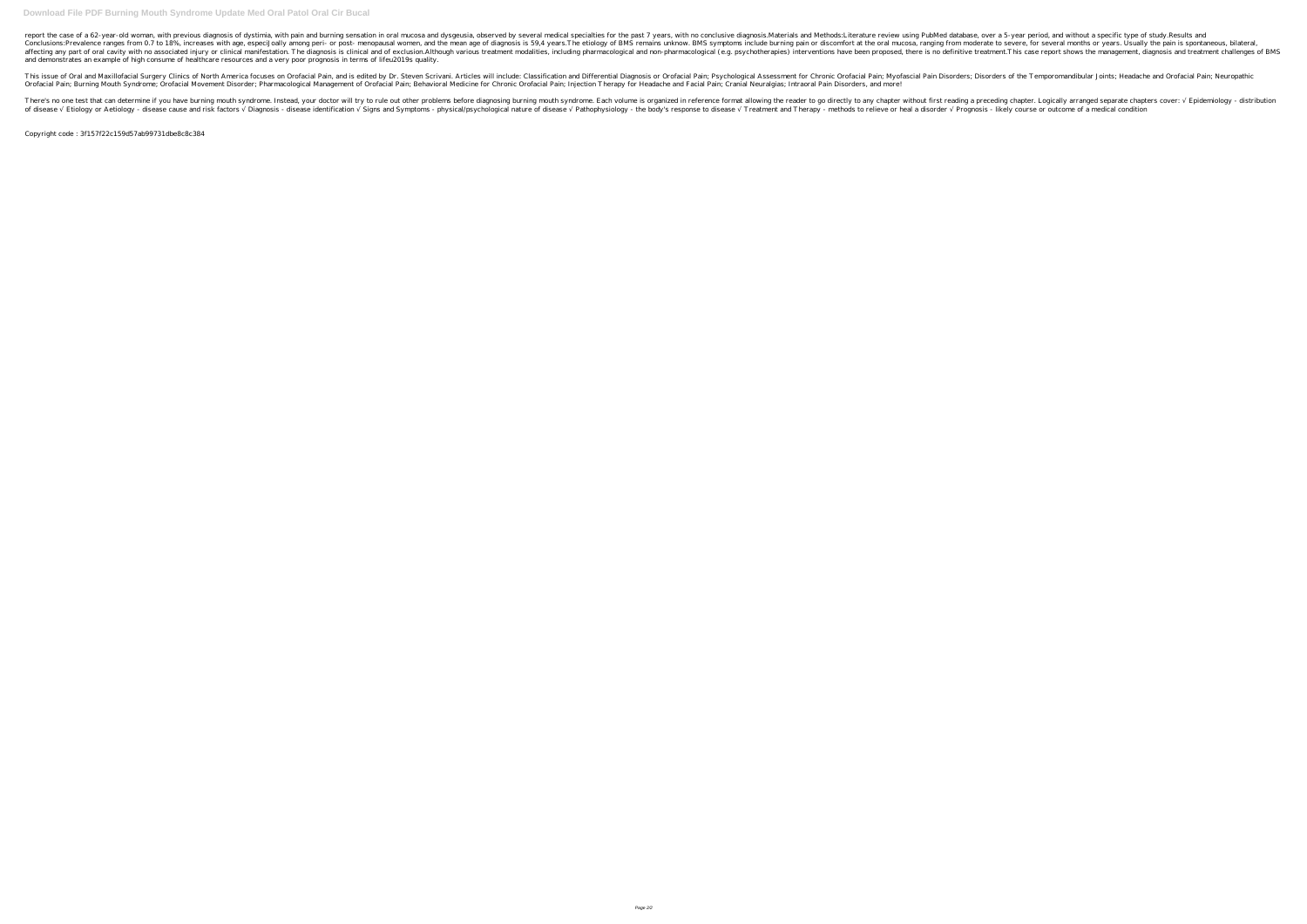report the case of a 62-year-old woman, with previous diagnosis of dystimia, with pain and burning sensation in oral mucosa and dysgeusia, observed by several medical specialties for the past 7 years, with no conclusive diagnosis.Materials and Methods:Literature review using PubMed database, over a 5-year period, and without a specific type of study.Results and Conclusions:Prevalence ranges from 0.7 to 18%, increases with age, especiJoally among peri- or post- menopausal women, and the mean age of diagnosis is 59,4 years.The etiology of BMS remains unknow. BMS symptoms include burning pain or discomfort at the oral mucosa, ranging from moderate to severe, for several months or years. Usually the pain is spontaneous, bilateral, affecting any part of oral cavity with no associated injury or clinical manifestation. The diagnosis is clinical and of exclusion.Although various treatment modalities, including pharmacological and non-pharmacological (e.g. psychotherapies) interventions have been proposed, there is no definitive treatment.This case report shows the management, diagnosis and treatment challenges of BMS and demonstrates an example of high consume of healthcare resources and a very poor prognosis in terms of lifeu2019s quality.

This issue of Oral and Maxillofacial Surgery Clinics of North America focuses on Orofacial Pain, and is edited by Dr. Steven Scrivani. Articles will include: Classification and Differential Diagnosis or Orofacial Pain; Psychological Assessment for Chronic Orofacial Pain; Myofascial Pain Disorders; Disorders of the Temporomandibular Joints; Headache and Orofacial Pain; Neuropathic Orofacial Pain; Burning Mouth Syndrome; Orofacial Movement Disorder; Pharmacological Management of Orofacial Pain; Behavioral Medicine for Chronic Orofacial Pain; Injection Therapy for Headache and Facial Pain; Cranial Neuralgias; Intraoral Pain Disorders, and more!

There's no one test that can determine if you have burning mouth syndrome. Instead, your doctor will try to rule out other problems before diagnosing burning mouth syndrome. Each volume is organized in reference format allowing the reader to go directly to any chapter without first reading a preceding chapter. Logically arranged separate chapters cover: √ Epidemiology - distribution of disease √ Etiology or Aetiology - disease cause and risk factors √ Diagnosis - disease identification √ Signs and Symptoms - physical/psychological nature of disease √ Pathophysiology - the body's response to disease √ Treatment and Therapy - methods to relieve or heal a disorder √ Prognosis - likely course or outcome of a medical condition

Copyright code : 3f157f22c159d57ab99731dbe8c8c384